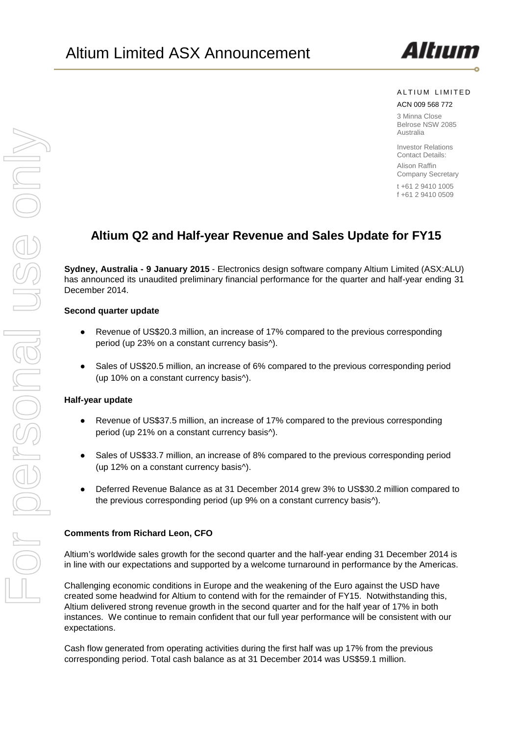# Altium Limited ASX Announcement

ALTIUM LIMITED

ACN 009 568 772

3 Minna Close
Belrose NSW 2085
Australia

Investor Relations
Contact Details:
Alison Raffin
Company Secretary

t +61 2 9410 1005
f +61 2 9410 0509

## Altium Q2 and Half-year Revenue and Sales Update for FY15

**Sydney, Australia - 9 January 2015** - Electronics design software company Altium Limited (ASX:ALU) has announced its unaudited preliminary financial performance for the quarter and half-year ending 31 December 2014.

**Second quarter update**

- Revenue of US$20.3 million, an increase of 17% compared to the previous corresponding period (up 23% on a constant currency basis^).
- Sales of US$20.5 million, an increase of 6% compared to the previous corresponding period (up 10% on a constant currency basis^).

**Half-year update**

- Revenue of US$37.5 million, an increase of 17% compared to the previous corresponding period (up 21% on a constant currency basis^).
- Sales of US$33.7 million, an increase of 8% compared to the previous corresponding period (up 12% on a constant currency basis^).
- Deferred Revenue Balance as at 31 December 2014 grew 3% to US$30.2 million compared to the previous corresponding period (up 9% on a constant currency basis^).

**Comments from Richard Leon, CFO**

Altium's worldwide sales growth for the second quarter and the half-year ending 31 December 2014 is in line with our expectations and supported by a welcome turnaround in performance by the Americas.

Challenging economic conditions in Europe and the weakening of the Euro against the USD have created some headwind for Altium to contend with for the remainder of FY15. Notwithstanding this, Altium delivered strong revenue growth in the second quarter and for the half year of 17% in both instances. We continue to remain confident that our full year performance will be consistent with our expectations.

Cash flow generated from operating activities during the first half was up 17% from the previous corresponding period. Total cash balance as at 31 December 2014 was US$59.1 million.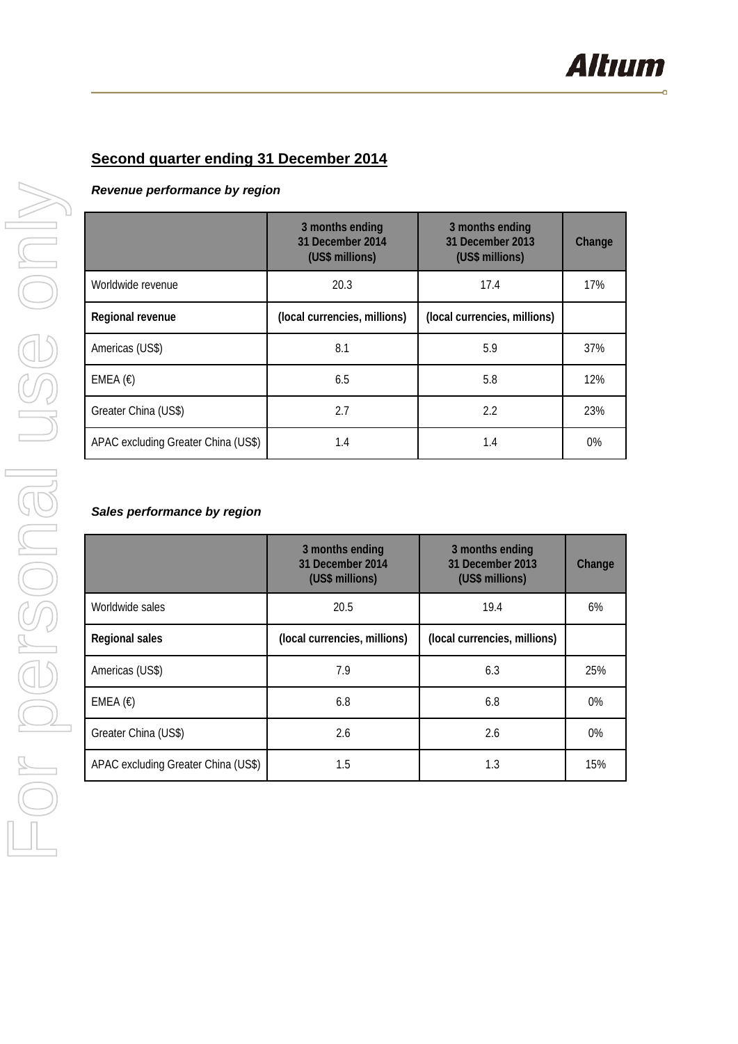## Second quarter ending 31 December 2014

***Revenue performance by region***

| | 3 months ending 31 December 2014 (US$ millions) | 3 months ending 31 December 2013 (US$ millions) | Change |
|---|---|---|---|
| Worldwide revenue | 20.3 | 17.4 | 17% |
| **Regional revenue** | **(local currencies, millions)** | **(local currencies, millions)** | |
| Americas (US$) | 8.1 | 5.9 | 37% |
| EMEA (€) | 6.5 | 5.8 | 12% |
| Greater China (US$) | 2.7 | 2.2 | 23% |
| APAC excluding Greater China (US$) | 1.4 | 1.4 | 0% |

***Sales performance by region***

| | 3 months ending 31 December 2014 (US$ millions) | 3 months ending 31 December 2013 (US$ millions) | Change |
|---|---|---|---|
| Worldwide sales | 20.5 | 19.4 | 6% |
| **Regional sales** | **(local currencies, millions)** | **(local currencies, millions)** | |
| Americas (US$) | 7.9 | 6.3 | 25% |
| EMEA (€) | 6.8 | 6.8 | 0% |
| Greater China (US$) | 2.6 | 2.6 | 0% |
| APAC excluding Greater China (US$) | 1.5 | 1.3 | 15% |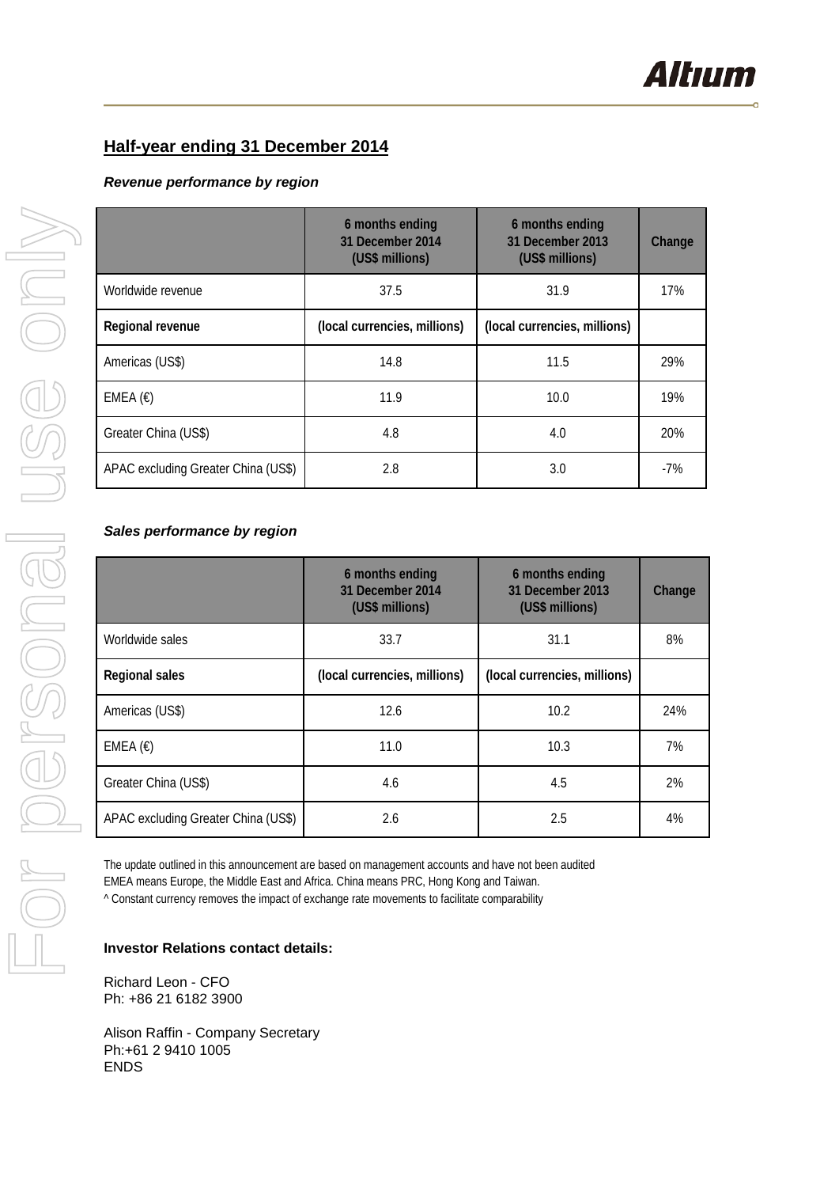## Half-year ending 31 December 2014

***Revenue performance by region***

| | 6 months ending 31 December 2014 (US$ millions) | 6 months ending 31 December 2013 (US$ millions) | Change |
|---|---|---|---|
| Worldwide revenue | 37.5 | 31.9 | 17% |
| **Regional revenue** | **(local currencies, millions)** | **(local currencies, millions)** | |
| Americas (US$) | 14.8 | 11.5 | 29% |
| EMEA (€) | 11.9 | 10.0 | 19% |
| Greater China (US$) | 4.8 | 4.0 | 20% |
| APAC excluding Greater China (US$) | 2.8 | 3.0 | -7% |

***Sales performance by region***

| | 6 months ending 31 December 2014 (US$ millions) | 6 months ending 31 December 2013 (US$ millions) | Change |
|---|---|---|---|
| Worldwide sales | 33.7 | 31.1 | 8% |
| **Regional sales** | **(local currencies, millions)** | **(local currencies, millions)** | |
| Americas (US$) | 12.6 | 10.2 | 24% |
| EMEA (€) | 11.0 | 10.3 | 7% |
| Greater China (US$) | 4.6 | 4.5 | 2% |
| APAC excluding Greater China (US$) | 2.6 | 2.5 | 4% |

The update outlined in this announcement are based on management accounts and have not been audited
EMEA means Europe, the Middle East and Africa. China means PRC, Hong Kong and Taiwan.
^ Constant currency removes the impact of exchange rate movements to facilitate comparability

**Investor Relations contact details:**

Richard Leon - CFO
Ph: +86 21 6182 3900

Alison Raffin - Company Secretary
Ph:+61 2 9410 1005
ENDS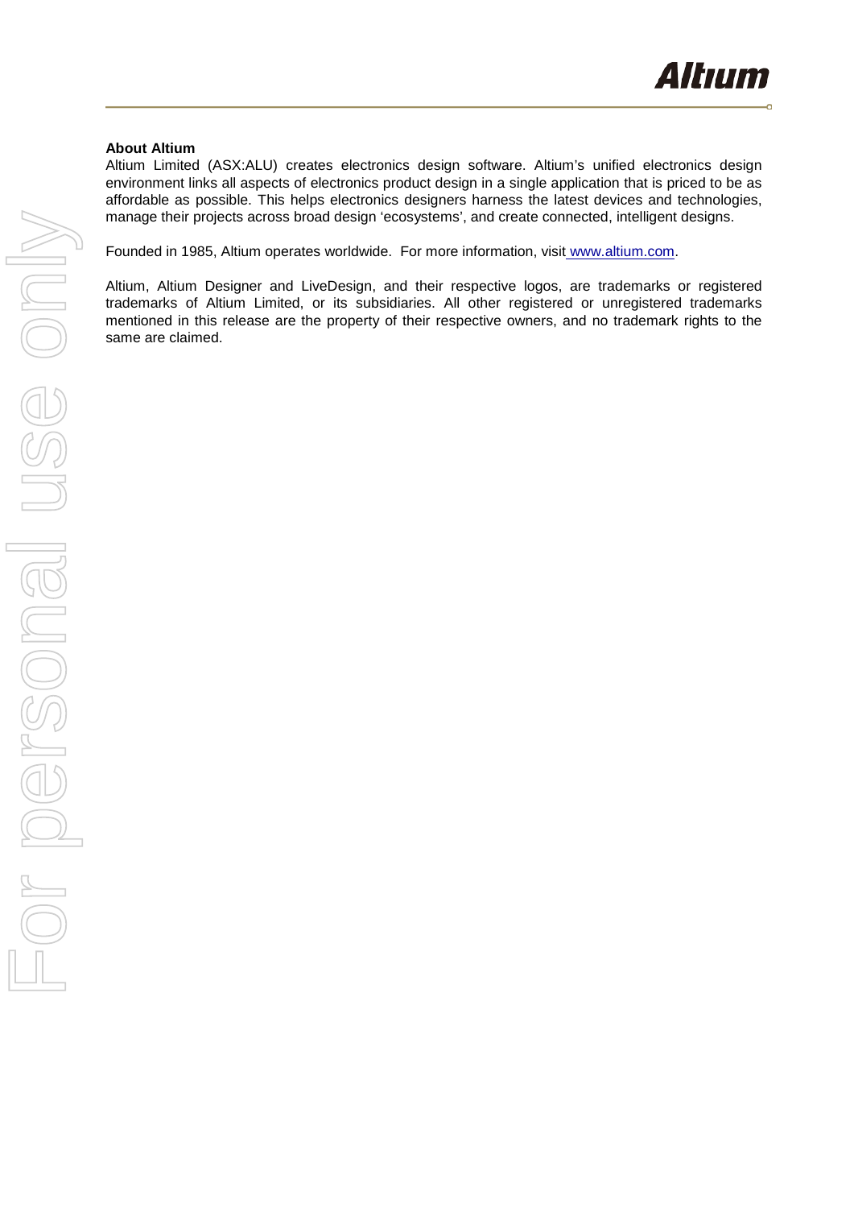**About Altium**

Altium Limited (ASX:ALU) creates electronics design software. Altium's unified electronics design environment links all aspects of electronics product design in a single application that is priced to be as affordable as possible. This helps electronics designers harness the latest devices and technologies, manage their projects across broad design 'ecosystems', and create connected, intelligent designs.

Founded in 1985, Altium operates worldwide. For more information, visit www.altium.com.

Altium, Altium Designer and LiveDesign, and their respective logos, are trademarks or registered trademarks of Altium Limited, or its subsidiaries. All other registered or unregistered trademarks mentioned in this release are the property of their respective owners, and no trademark rights to the same are claimed.